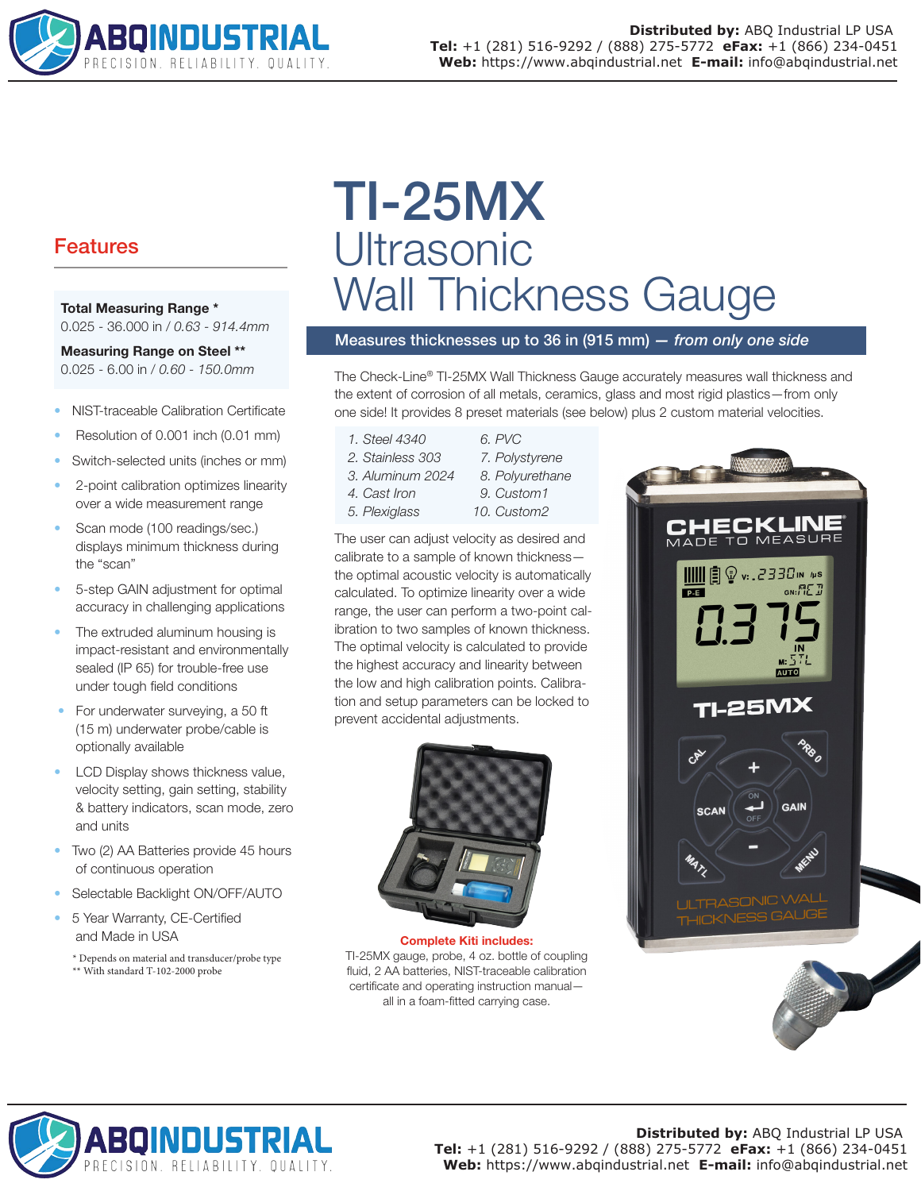# TI-25MX

## Ultrasonic Wall Thickness Gauge

**Measures thicknesses up to 36 in (915 mm) — *from only one side***

The Check-Line® TI-25MX Wall Thickness Gauge accurately measures wall thickness and the extent of corrosion of all metals, ceramics, glass and most rigid plastics—from only one side! It provides 8 preset materials (see below) plus 2 custom material velocities.

| | |
|---|---|
| *1. Steel 4340* | *6. PVC* |
| *2. Stainless 303* | *7. Polystyrene* |
| *3. Aluminum 2024* | *8. Polyurethane* |
| *4. Cast Iron* | *9. Custom1* |
| *5. Plexiglass* | *10. Custom2* |

The user can adjust velocity as desired and calibrate to a sample of known thickness—the optimal acoustic velocity is automatically calculated. To optimize linearity over a wide range, the user can perform a two-point calibration to two samples of known thickness. The optimal velocity is calculated to provide the highest accuracy and linearity between the low and high calibration points. Calibration and setup parameters can be locked to prevent accidental adjustments.

**Complete Kiti includes:**
TI-25MX gauge, probe, 4 oz. bottle of coupling fluid, 2 AA batteries, NIST-traceable calibration certificate and operating instruction manual—all in a foam-fitted carrying case.

## Features

**Total Measuring Range \***
0.025 - 36.000 in / *0.63 - 914.4mm*

**Measuring Range on Steel \*\***
0.025 - 6.00 in / *0.60 - 150.0mm*

- NIST-traceable Calibration Certificate
- Resolution of 0.001 inch (0.01 mm)
- Switch-selected units (inches or mm)
- 2-point calibration optimizes linearity over a wide measurement range
- Scan mode (100 readings/sec.) displays minimum thickness during the "scan"
- 5-step GAIN adjustment for optimal accuracy in challenging applications
- The extruded aluminum housing is impact-resistant and environmentally sealed (IP 65) for trouble-free use under tough field conditions
- For underwater surveying, a 50 ft (15 m) underwater probe/cable is optionally available
- LCD Display shows thickness value, velocity setting, gain setting, stability & battery indicators, scan mode, zero and units
- Two (2) AA Batteries provide 45 hours of continuous operation
- Selectable Backlight ON/OFF/AUTO
- 5 Year Warranty, CE-Certified and Made in USA

\* Depends on material and transducer/probe type
\*\* With standard T-102-2000 probe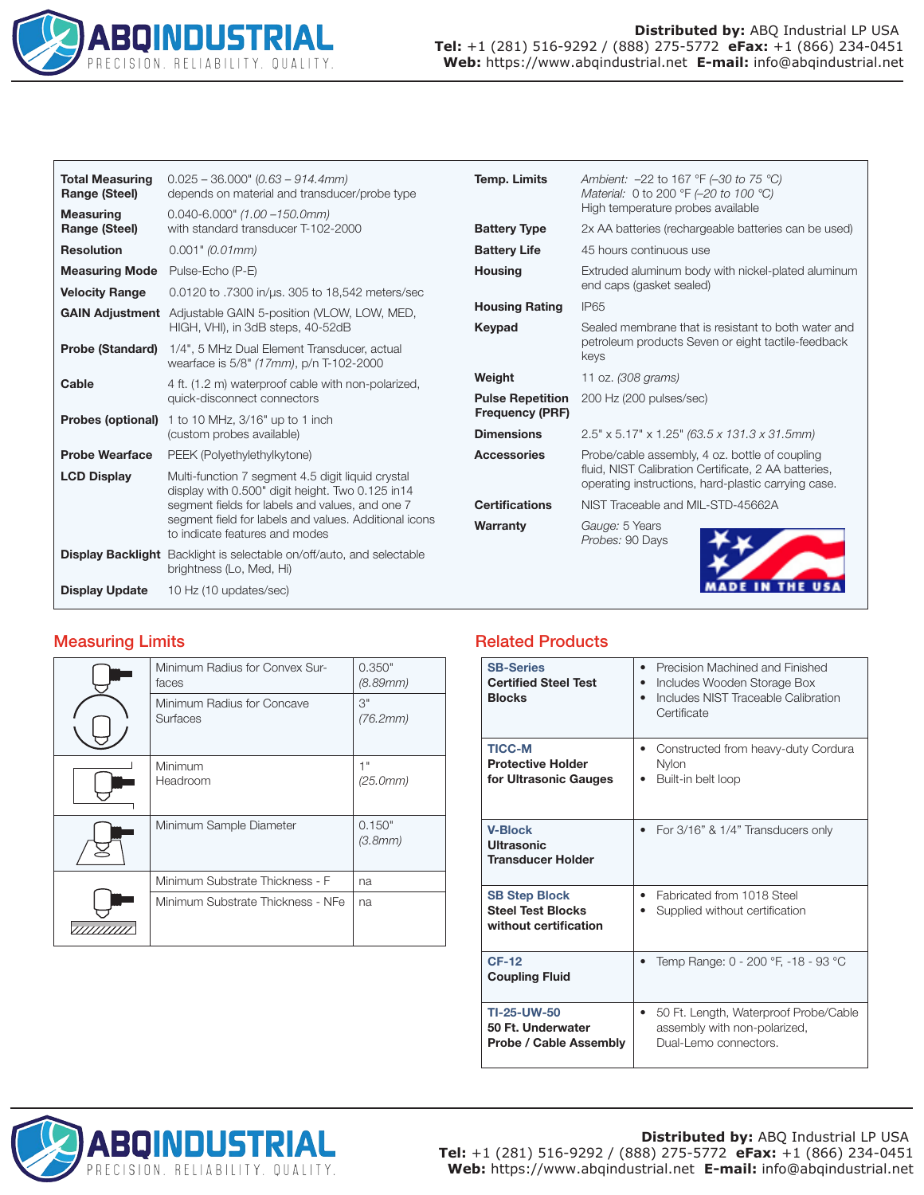| | |
|---|---|
| **Total Measuring Range (Steel)** | 0.025 – 36.000" *(0.63 – 914.4mm)* depends on material and transducer/probe type |
| **Measuring Range (Steel)** | 0.040-6.000" *(1.00 –150.0mm)* with standard transducer T-102-2000 |
| **Resolution** | 0.001" *(0.01mm)* |
| **Measuring Mode** | Pulse-Echo (P-E) |
| **Velocity Range** | 0.0120 to .7300 in/µs. 305 to 18,542 meters/sec |
| **GAIN Adjustment** | Adjustable GAIN 5-position (VLOW, LOW, MED, HIGH, VHI), in 3dB steps, 40-52dB |
| **Probe (Standard)** | 1/4", 5 MHz Dual Element Transducer, actual wearface is 5/8" *(17mm)*, p/n T-102-2000 |
| **Cable** | 4 ft. (1.2 m) waterproof cable with non-polarized, quick-disconnect connectors |
| **Probes (optional)** | 1 to 10 MHz, 3/16" up to 1 inch (custom probes available) |
| **Probe Wearface** | PEEK (Polyethylethylkytone) |
| **LCD Display** | Multi-function 7 segment 4.5 digit liquid crystal display with 0.500" digit height. Two 0.125 in14 segment fields for labels and values, and one 7 segment field for labels and values. Additional icons to indicate features and modes |
| **Display Backlight** | Backlight is selectable on/off/auto, and selectable brightness (Lo, Med, Hi) |
| **Display Update** | 10 Hz (10 updates/sec) |
| **Temp. Limits** | *Ambient:* –22 to 167 °F *(–30 to 75 °C)* *Material:* 0 to 200 °F *(–20 to 100 °C)* High temperature probes available |
| **Battery Type** | 2x AA batteries (rechargeable batteries can be used) |
| **Battery Life** | 45 hours continuous use |
| **Housing** | Extruded aluminum body with nickel-plated aluminum end caps (gasket sealed) |
| **Housing Rating** | IP65 |
| **Keypad** | Sealed membrane that is resistant to both water and petroleum products Seven or eight tactile-feedback keys |
| **Weight** | 11 oz. *(308 grams)* |
| **Pulse Repetition Frequency (PRF)** | 200 Hz (200 pulses/sec) |
| **Dimensions** | 2.5" x 5.17" x 1.25" *(63.5 x 131.3 x 31.5mm)* |
| **Accessories** | Probe/cable assembly, 4 oz. bottle of coupling fluid, NIST Calibration Certificate, 2 AA batteries, operating instructions, hard-plastic carrying case. |
| **Certifications** | NIST Traceable and MIL-STD-45662A |
| **Warranty** | *Gauge:* 5 Years *Probes:* 90 Days |

MADE IN THE USA

## Measuring Limits

| | |
|---|---|
| Minimum Radius for Convex Surfaces | 0.350" *(8.89mm)* |
| Minimum Radius for Concave Surfaces | 3" *(76.2mm)* |
| Minimum Headroom | 1" *(25.0mm)* |
| Minimum Sample Diameter | 0.150" *(3.8mm)* |
| Minimum Substrate Thickness - F | na |
| Minimum Substrate Thickness - NFe | na |

## Related Products

| | |
|---|---|
| **SB-Series Certified Steel Test Blocks** | • Precision Machined and Finished<br>• Includes Wooden Storage Box<br>• Includes NIST Traceable Calibration Certificate |
| **TICC-M Protective Holder for Ultrasonic Gauges** | • Constructed from heavy-duty Cordura Nylon<br>• Built-in belt loop |
| **V-Block Ultrasonic Transducer Holder** | • For 3/16" & 1/4" Transducers only |
| **SB Step Block Steel Test Blocks without certification** | • Fabricated from 1018 Steel<br>• Supplied without certification |
| **CF-12 Coupling Fluid** | • Temp Range: 0 - 200 °F, -18 - 93 °C |
| **TI-25-UW-50 50 Ft. Underwater Probe / Cable Assembly** | • 50 Ft. Length, Waterproof Probe/Cable assembly with non-polarized, Dual-Lemo connectors. |